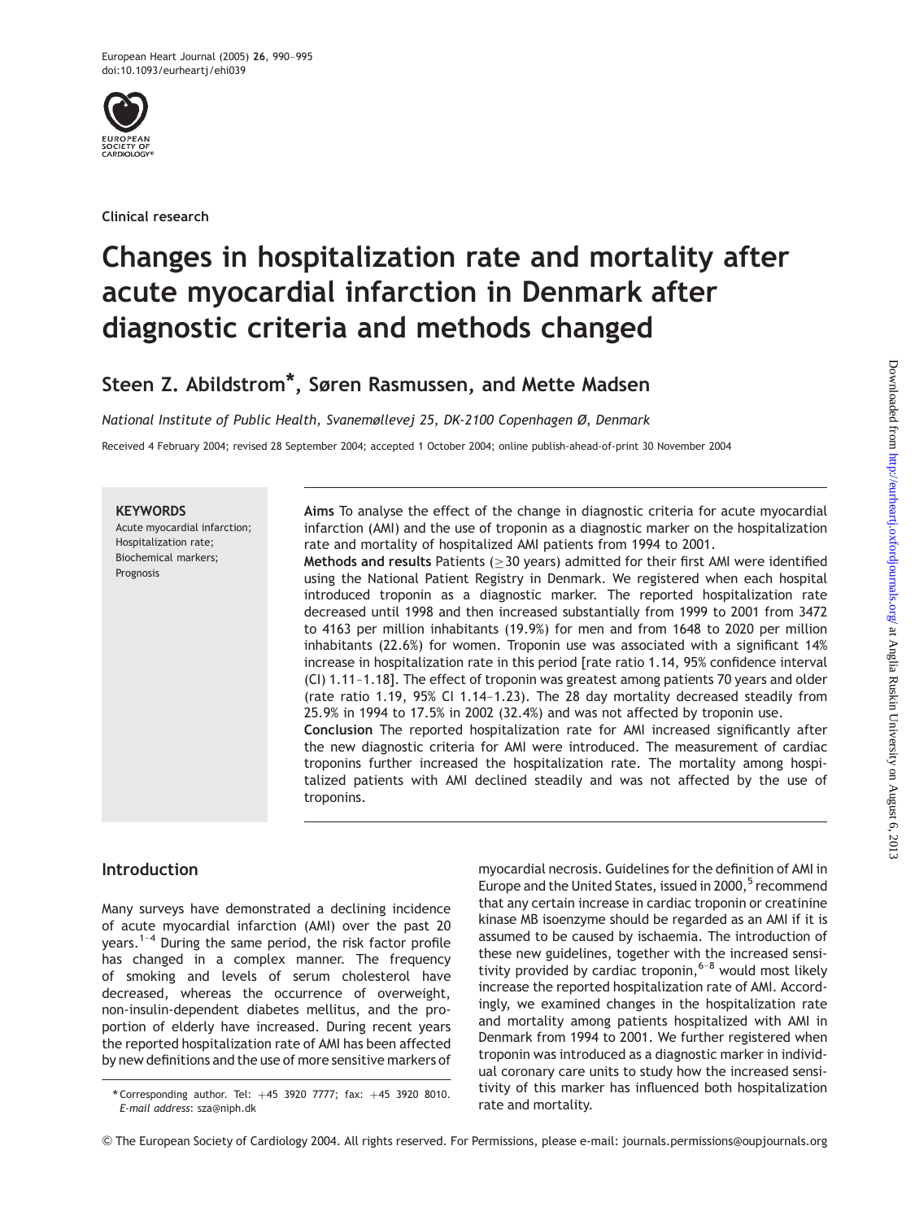Clinical research

# Changes in hospitalization rate and mortality after acute myocardial infarction in Denmark after diagnostic criteria and methods changed

## Steen Z. Abildstrom*, Søren Rasmussen, and Mette Madsen

*National Institute of Public Health, Svanemøllevej 25, DK-2100 Copenhagen Ø, Denmark*

Received 4 February 2004; revised 28 September 2004; accepted 1 October 2004; online publish-ahead-of-print 30 November 2004

**KEYWORDS**
Acute myocardial infarction;
Hospitalization rate;
Biochemical markers;
Prognosis

**Aims** To analyse the effect of the change in diagnostic criteria for acute myocardial infarction (AMI) and the use of troponin as a diagnostic marker on the hospitalization rate and mortality of hospitalized AMI patients from 1994 to 2001.

**Methods and results** Patients (≥30 years) admitted for their first AMI were identified using the National Patient Registry in Denmark. We registered when each hospital introduced troponin as a diagnostic marker. The reported hospitalization rate decreased until 1998 and then increased substantially from 1999 to 2001 from 3472 to 4163 per million inhabitants (19.9%) for men and from 1648 to 2020 per million inhabitants (22.6%) for women. Troponin use was associated with a significant 14% increase in hospitalization rate in this period [rate ratio 1.14, 95% confidence interval (CI) 1.11–1.18]. The effect of troponin was greatest among patients 70 years and older (rate ratio 1.19, 95% CI 1.14–1.23). The 28 day mortality decreased steadily from 25.9% in 1994 to 17.5% in 2002 (32.4%) and was not affected by troponin use.

**Conclusion** The reported hospitalization rate for AMI increased significantly after the new diagnostic criteria for AMI were introduced. The measurement of cardiac troponins further increased the hospitalization rate. The mortality among hospitalized patients with AMI declined steadily and was not affected by the use of troponins.

## Introduction

Many surveys have demonstrated a declining incidence of acute myocardial infarction (AMI) over the past 20 years.[1–4] During the same period, the risk factor profile has changed in a complex manner. The frequency of smoking and levels of serum cholesterol have decreased, whereas the occurrence of overweight, non-insulin-dependent diabetes mellitus, and the proportion of elderly have increased. During recent years the reported hospitalization rate of AMI has been affected by new definitions and the use of more sensitive markers of myocardial necrosis. Guidelines for the definition of AMI in Europe and the United States, issued in 2000,[5] recommend that any certain increase in cardiac troponin or creatinine kinase MB isoenzyme should be regarded as an AMI if it is assumed to be caused by ischaemia. The introduction of these new guidelines, together with the increased sensitivity provided by cardiac troponin,[6–8] would most likely increase the reported hospitalization rate of AMI. Accordingly, we examined changes in the hospitalization rate and mortality among patients hospitalized with AMI in Denmark from 1994 to 2001. We further registered when troponin was introduced as a diagnostic marker in individual coronary care units to study how the increased sensitivity of this marker has influenced both hospitalization rate and mortality.

\* Corresponding author. Tel: +45 3920 7777; fax: +45 3920 8010.
*E-mail address*: sza@niph.dk

© The European Society of Cardiology 2004. All rights reserved. For Permissions, please e-mail: journals.permissions@oupjournals.org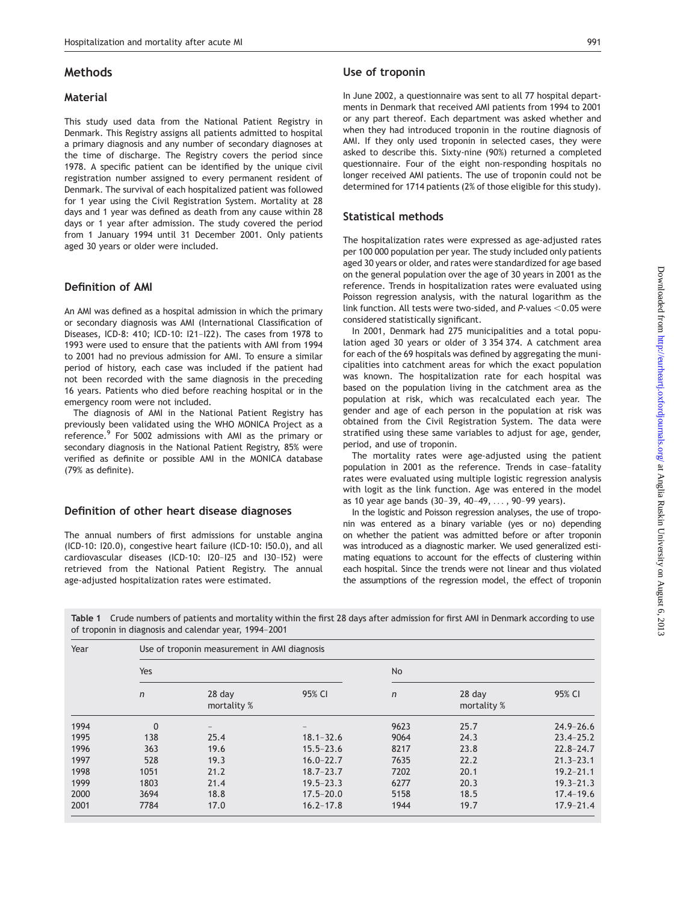## Methods

### Material

This study used data from the National Patient Registry in Denmark. This Registry assigns all patients admitted to hospital a primary diagnosis and any number of secondary diagnoses at the time of discharge. The Registry covers the period since 1978. A specific patient can be identified by the unique civil registration number assigned to every permanent resident of Denmark. The survival of each hospitalized patient was followed for 1 year using the Civil Registration System. Mortality at 28 days and 1 year was defined as death from any cause within 28 days or 1 year after admission. The study covered the period from 1 January 1994 until 31 December 2001. Only patients aged 30 years or older were included.

### Definition of AMI

An AMI was defined as a hospital admission in which the primary or secondary diagnosis was AMI (International Classification of Diseases, ICD-8: 410; ICD-10: I21–I22). The cases from 1978 to 1993 were used to ensure that the patients with AMI from 1994 to 2001 had no previous admission for AMI. To ensure a similar period of history, each case was included if the patient had not been recorded with the same diagnosis in the preceding 16 years. Patients who died before reaching hospital or in the emergency room were not included.

The diagnosis of AMI in the National Patient Registry has previously been validated using the WHO MONICA Project as a reference.[9] For 5002 admissions with AMI as the primary or secondary diagnosis in the National Patient Registry, 85% were verified as definite or possible AMI in the MONICA database (79% as definite).

### Definition of other heart disease diagnoses

The annual numbers of first admissions for unstable angina (ICD-10: I20.0), congestive heart failure (ICD-10: I50.0), and all cardiovascular diseases (ICD-10: I20–I25 and I30–I52) were retrieved from the National Patient Registry. The annual age-adjusted hospitalization rates were estimated.

### Use of troponin

In June 2002, a questionnaire was sent to all 77 hospital departments in Denmark that received AMI patients from 1994 to 2001 or any part thereof. Each department was asked whether and when they had introduced troponin in the routine diagnosis of AMI. If they only used troponin in selected cases, they were asked to describe this. Sixty-nine (90%) returned a completed questionnaire. Four of the eight non-responding hospitals no longer received AMI patients. The use of troponin could not be determined for 1714 patients (2% of those eligible for this study).

### Statistical methods

The hospitalization rates were expressed as age-adjusted rates per 100 000 population per year. The study included only patients aged 30 years or older, and rates were standardized for age based on the general population over the age of 30 years in 2001 as the reference. Trends in hospitalization rates were evaluated using Poisson regression analysis, with the natural logarithm as the link function. All tests were two-sided, and $P$-values $<0.05$ were considered statistically significant.

In 2001, Denmark had 275 municipalities and a total population aged 30 years or older of 3 354 374. A catchment area for each of the 69 hospitals was defined by aggregating the municipalities into catchment areas for which the exact population was known. The hospitalization rate for each hospital was based on the population living in the catchment area as the population at risk, which was recalculated each year. The gender and age of each person in the population at risk was obtained from the Civil Registration System. The data were stratified using these same variables to adjust for age, gender, period, and use of troponin.

The mortality rates were age-adjusted using the patient population in 2001 as the reference. Trends in case–fatality rates were evaluated using multiple logistic regression analysis with logit as the link function. Age was entered in the model as 10 year age bands (30–39, 40–49, ..., 90–99 years).

In the logistic and Poisson regression analyses, the use of troponin was entered as a binary variable (yes or no) depending on whether the patient was admitted before or after troponin was introduced as a diagnostic marker. We used generalized estimating equations to account for the effects of clustering within each hospital. Since the trends were not linear and thus violated the assumptions of the regression model, the effect of troponin

**Table 1** Crude numbers of patients and mortality within the first 28 days after admission for first AMI in Denmark according to use of troponin in diagnosis and calendar year, 1994–2001

| Year | Use of troponin measurement in AMI diagnosis | | | | | |
|---|---|---|---|---|---|---|
| | Yes | | | No | | |
| | $n$ | 28 day mortality % | 95% CI | $n$ | 28 day mortality % | 95% CI |
| 1994 | 0 | – | – | 9623 | 25.7 | 24.9–26.6 |
| 1995 | 138 | 25.4 | 18.1–32.6 | 9064 | 24.3 | 23.4–25.2 |
| 1996 | 363 | 19.6 | 15.5–23.6 | 8217 | 23.8 | 22.8–24.7 |
| 1997 | 528 | 19.3 | 16.0–22.7 | 7635 | 22.2 | 21.3–23.1 |
| 1998 | 1051 | 21.2 | 18.7–23.7 | 7202 | 20.1 | 19.2–21.1 |
| 1999 | 1803 | 21.4 | 19.5–23.3 | 6277 | 20.3 | 19.3–21.3 |
| 2000 | 3694 | 18.8 | 17.5–20.0 | 5158 | 18.5 | 17.4–19.6 |
| 2001 | 7784 | 17.0 | 16.2–17.8 | 1944 | 19.7 | 17.9–21.4 |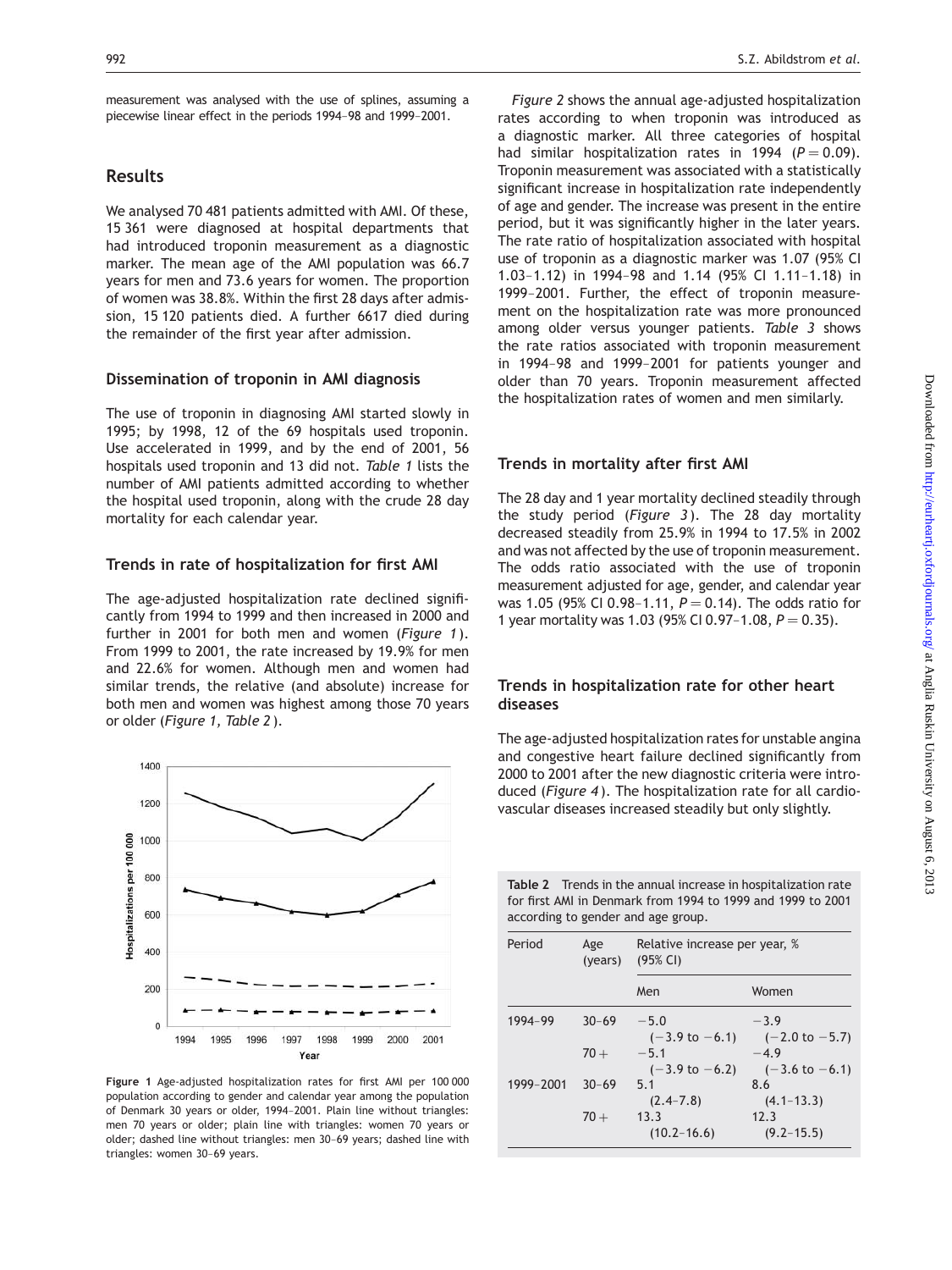measurement was analysed with the use of splines, assuming a piecewise linear effect in the periods 1994–98 and 1999–2001.

## Results

We analysed 70 481 patients admitted with AMI. Of these, 15 361 were diagnosed at hospital departments that had introduced troponin measurement as a diagnostic marker. The mean age of the AMI population was 66.7 years for men and 73.6 years for women. The proportion of women was 38.8%. Within the first 28 days after admission, 15 120 patients died. A further 6617 died during the remainder of the first year after admission.

### Dissemination of troponin in AMI diagnosis

The use of troponin in diagnosing AMI started slowly in 1995; by 1998, 12 of the 69 hospitals used troponin. Use accelerated in 1999, and by the end of 2001, 56 hospitals used troponin and 13 did not. *Table 1* lists the number of AMI patients admitted according to whether the hospital used troponin, along with the crude 28 day mortality for each calendar year.

### Trends in rate of hospitalization for first AMI

The age-adjusted hospitalization rate declined significantly from 1994 to 1999 and then increased in 2000 and further in 2001 for both men and women (*Figure 1*). From 1999 to 2001, the rate increased by 19.9% for men and 22.6% for women. Although men and women had similar trends, the relative (and absolute) increase for both men and women was highest among those 70 years or older (*Figure 1, Table 2*).

**Figure 1** Age-adjusted hospitalization rates for first AMI per 100 000 population according to gender and calendar year among the population of Denmark 30 years or older, 1994–2001. Plain line without triangles: men 70 years or older; plain line with triangles: women 70 years or older; dashed line without triangles: men 30–69 years; dashed line with triangles: women 30–69 years.

*Figure 2* shows the annual age-adjusted hospitalization rates according to when troponin was introduced as a diagnostic marker. All three categories of hospital had similar hospitalization rates in 1994 ($P = 0.09$). Troponin measurement was associated with a statistically significant increase in hospitalization rate independently of age and gender. The increase was present in the entire period, but it was significantly higher in the later years. The rate ratio of hospitalization associated with hospital use of troponin as a diagnostic marker was 1.07 (95% CI 1.03–1.12) in 1994–98 and 1.14 (95% CI 1.11–1.18) in 1999–2001. Further, the effect of troponin measurement on the hospitalization rate was more pronounced among older versus younger patients. *Table 3* shows the rate ratios associated with troponin measurement in 1994–98 and 1999–2001 for patients younger and older than 70 years. Troponin measurement affected the hospitalization rates of women and men similarly.

### Trends in mortality after first AMI

The 28 day and 1 year mortality declined steadily through the study period (*Figure 3*). The 28 day mortality decreased steadily from 25.9% in 1994 to 17.5% in 2002 and was not affected by the use of troponin measurement. The odds ratio associated with the use of troponin measurement adjusted for age, gender, and calendar year was 1.05 (95% CI 0.98–1.11, $P = 0.14$). The odds ratio for 1 year mortality was 1.03 (95% CI 0.97–1.08, $P = 0.35$).

### Trends in hospitalization rate for other heart diseases

The age-adjusted hospitalization rates for unstable angina and congestive heart failure declined significantly from 2000 to 2001 after the new diagnostic criteria were introduced (*Figure 4*). The hospitalization rate for all cardiovascular diseases increased steadily but only slightly.

**Table 2** Trends in the annual increase in hospitalization rate for first AMI in Denmark from 1994 to 1999 and 1999 to 2001 according to gender and age group.

| Period | Age (years) | Relative increase per year, % (95% CI) | |
|---|---|---|---|
| | | Men | Women |
| 1994–99 | 30–69 | −5.0 (−3.9 to −6.1) | −3.9 (−2.0 to −5.7) |
| | 70+ | −5.1 (−3.9 to −6.2) | −4.9 (−3.6 to −6.1) |
| 1999–2001 | 30–69 | 5.1 (2.4–7.8) | 8.6 (4.1–13.3) |
| | 70+ | 13.3 (10.2–16.6) | 12.3 (9.2–15.5) |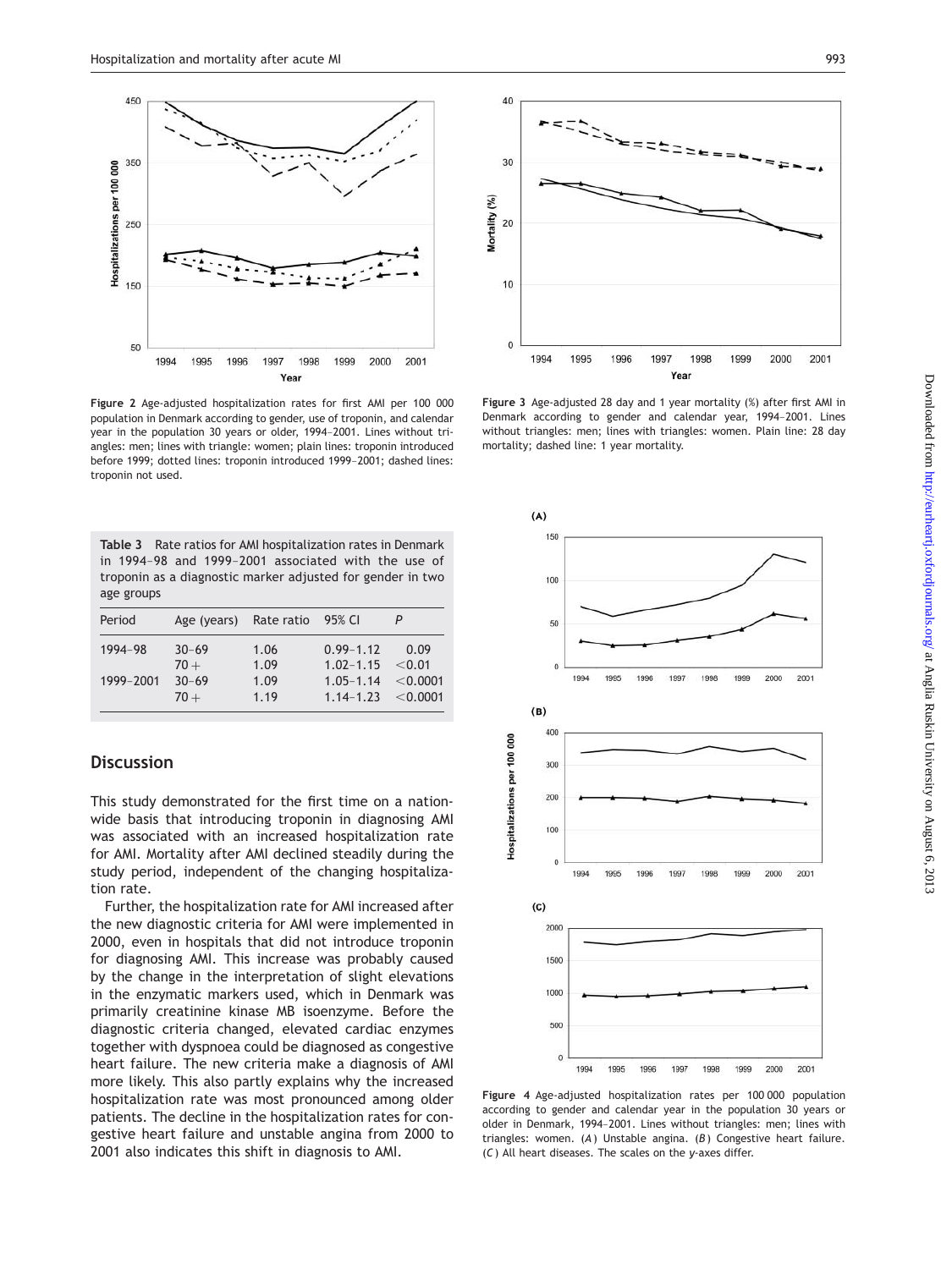Figure 2 Age-adjusted hospitalization rates for first AMI per 100 000 population in Denmark according to gender, use of troponin, and calendar year in the population 30 years or older, 1994–2001. Lines without triangles: men; lines with triangle: women; plain lines: troponin introduced before 1999; dotted lines: troponin introduced 1999–2001; dashed lines: troponin not used.

Figure 3 Age-adjusted 28 day and 1 year mortality (%) after first AMI in Denmark according to gender and calendar year, 1994–2001. Lines without triangles: men; lines with triangles: women. Plain line: 28 day mortality; dashed line: 1 year mortality.

Table 3 Rate ratios for AMI hospitalization rates in Denmark in 1994–98 and 1999–2001 associated with the use of troponin as a diagnostic marker adjusted for gender in two age groups

| Period | Age (years) | Rate ratio | 95% CI | P |
|---|---|---|---|---|
| 1994–98 | 30–69 | 1.06 | 0.99–1.12 | 0.09 |
| | 70+ | 1.09 | 1.02–1.15 | <0.01 |
| 1999–2001 | 30–69 | 1.09 | 1.05–1.14 | <0.0001 |
| | 70+ | 1.19 | 1.14–1.23 | <0.0001 |

## Discussion

This study demonstrated for the first time on a nationwide basis that introducing troponin in diagnosing AMI was associated with an increased hospitalization rate for AMI. Mortality after AMI declined steadily during the study period, independent of the changing hospitalization rate.

Further, the hospitalization rate for AMI increased after the new diagnostic criteria for AMI were implemented in 2000, even in hospitals that did not introduce troponin for diagnosing AMI. This increase was probably caused by the change in the interpretation of slight elevations in the enzymatic markers used, which in Denmark was primarily creatinine kinase MB isoenzyme. Before the diagnostic criteria changed, elevated cardiac enzymes together with dyspnoea could be diagnosed as congestive heart failure. The new criteria make a diagnosis of AMI more likely. This also partly explains why the increased hospitalization rate was most pronounced among older patients. The decline in the hospitalization rates for congestive heart failure and unstable angina from 2000 to 2001 also indicates this shift in diagnosis to AMI.

Figure 4 Age-adjusted hospitalization rates per 100 000 population according to gender and calendar year in the population 30 years or older in Denmark, 1994–2001. Lines without triangles: men; lines with triangles: women. (*A*) Unstable angina. (*B*) Congestive heart failure. (*C*) All heart diseases. The scales on the y-axes differ.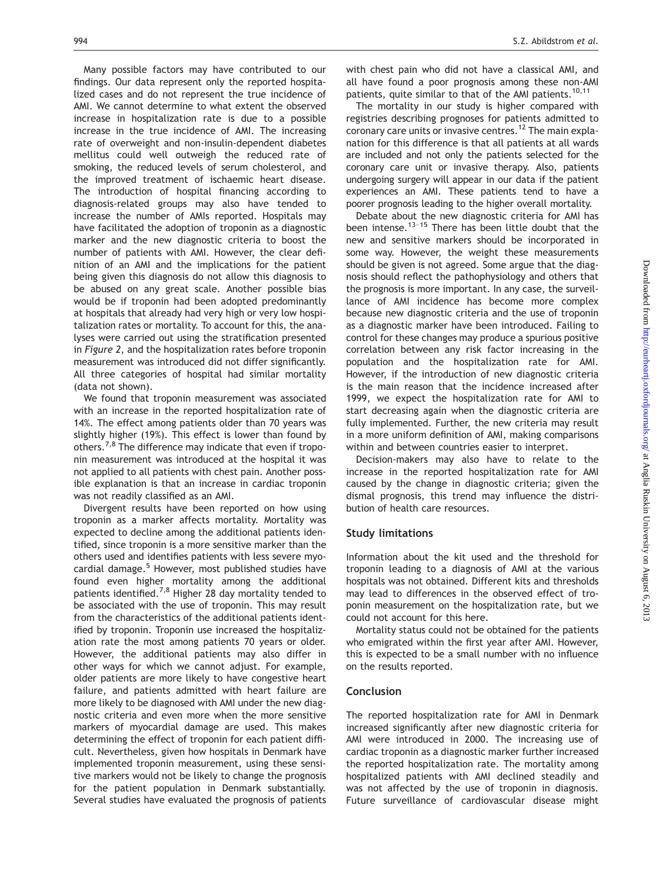Many possible factors may have contributed to our findings. Our data represent only the reported hospitalized cases and do not represent the true incidence of AMI. We cannot determine to what extent the observed increase in hospitalization rate is due to a possible increase in the true incidence of AMI. The increasing rate of overweight and non-insulin-dependent diabetes mellitus could well outweigh the reduced rate of smoking, the reduced levels of serum cholesterol, and the improved treatment of ischaemic heart disease. The introduction of hospital financing according to diagnosis-related groups may also have tended to increase the number of AMIs reported. Hospitals may have facilitated the adoption of troponin as a diagnostic marker and the new diagnostic criteria to boost the number of patients with AMI. However, the clear definition of an AMI and the implications for the patient being given this diagnosis do not allow this diagnosis to be abused on any great scale. Another possible bias would be if troponin had been adopted predominantly at hospitals that already had very high or very low hospitalization rates or mortality. To account for this, the analyses were carried out using the stratification presented in *Figure 2*, and the hospitalization rates before troponin measurement was introduced did not differ significantly. All three categories of hospital had similar mortality (data not shown).

We found that troponin measurement was associated with an increase in the reported hospitalization rate of 14%. The effect among patients older than 70 years was slightly higher (19%). This effect is lower than found by others.[7,8] The difference may indicate that even if troponin measurement was introduced at the hospital it was not applied to all patients with chest pain. Another possible explanation is that an increase in cardiac troponin was not readily classified as an AMI.

Divergent results have been reported on how using troponin as a marker affects mortality. Mortality was expected to decline among the additional patients identified, since troponin is a more sensitive marker than the others used and identifies patients with less severe myocardial damage.[5] However, most published studies have found even higher mortality among the additional patients identified.[7,8] Higher 28 day mortality tended to be associated with the use of troponin. This may result from the characteristics of the additional patients identified by troponin. Troponin use increased the hospitalization rate the most among patients 70 years or older. However, the additional patients may also differ in other ways for which we cannot adjust. For example, older patients are more likely to have congestive heart failure, and patients admitted with heart failure are more likely to be diagnosed with AMI under the new diagnostic criteria and even more when the more sensitive markers of myocardial damage are used. This makes determining the effect of troponin for each patient difficult. Nevertheless, given how hospitals in Denmark have implemented troponin measurement, using these sensitive markers would not be likely to change the prognosis for the patient population in Denmark substantially. Several studies have evaluated the prognosis of patients with chest pain who did not have a classical AMI, and all have found a poor prognosis among these non-AMI patients, quite similar to that of the AMI patients.[10,11]

The mortality in our study is higher compared with registries describing prognoses for patients admitted to coronary care units or invasive centres.[12] The main explanation for this difference is that all patients at all wards are included and not only the patients selected for the coronary care unit or invasive therapy. Also, patients undergoing surgery will appear in our data if the patient experiences an AMI. These patients tend to have a poorer prognosis leading to the higher overall mortality.

Debate about the new diagnostic criteria for AMI has been intense.[13–15] There has been little doubt that the new and sensitive markers should be incorporated in some way. However, the weight these measurements should be given is not agreed. Some argue that the diagnosis should reflect the pathophysiology and others that the prognosis is more important. In any case, the surveillance of AMI incidence has become more complex because new diagnostic criteria and the use of troponin as a diagnostic marker have been introduced. Failing to control for these changes may produce a spurious positive correlation between any risk factor increasing in the population and the hospitalization rate for AMI. However, if the introduction of new diagnostic criteria is the main reason that the incidence increased after 1999, we expect the hospitalization rate for AMI to start decreasing again when the diagnostic criteria are fully implemented. Further, the new criteria may result in a more uniform definition of AMI, making comparisons within and between countries easier to interpret.

Decision-makers may also have to relate to the increase in the reported hospitalization rate for AMI caused by the change in diagnostic criteria; given the dismal prognosis, this trend may influence the distribution of health care resources.

## Study limitations

Information about the kit used and the threshold for troponin leading to a diagnosis of AMI at the various hospitals was not obtained. Different kits and thresholds may lead to differences in the observed effect of troponin measurement on the hospitalization rate, but we could not account for this here.

Mortality status could not be obtained for the patients who emigrated within the first year after AMI. However, this is expected to be a small number with no influence on the results reported.

## Conclusion

The reported hospitalization rate for AMI in Denmark increased significantly after new diagnostic criteria for AMI were introduced in 2000. The increasing use of cardiac troponin as a diagnostic marker further increased the reported hospitalization rate. The mortality among hospitalized patients with AMI declined steadily and was not affected by the use of troponin in diagnosis. Future surveillance of cardiovascular disease might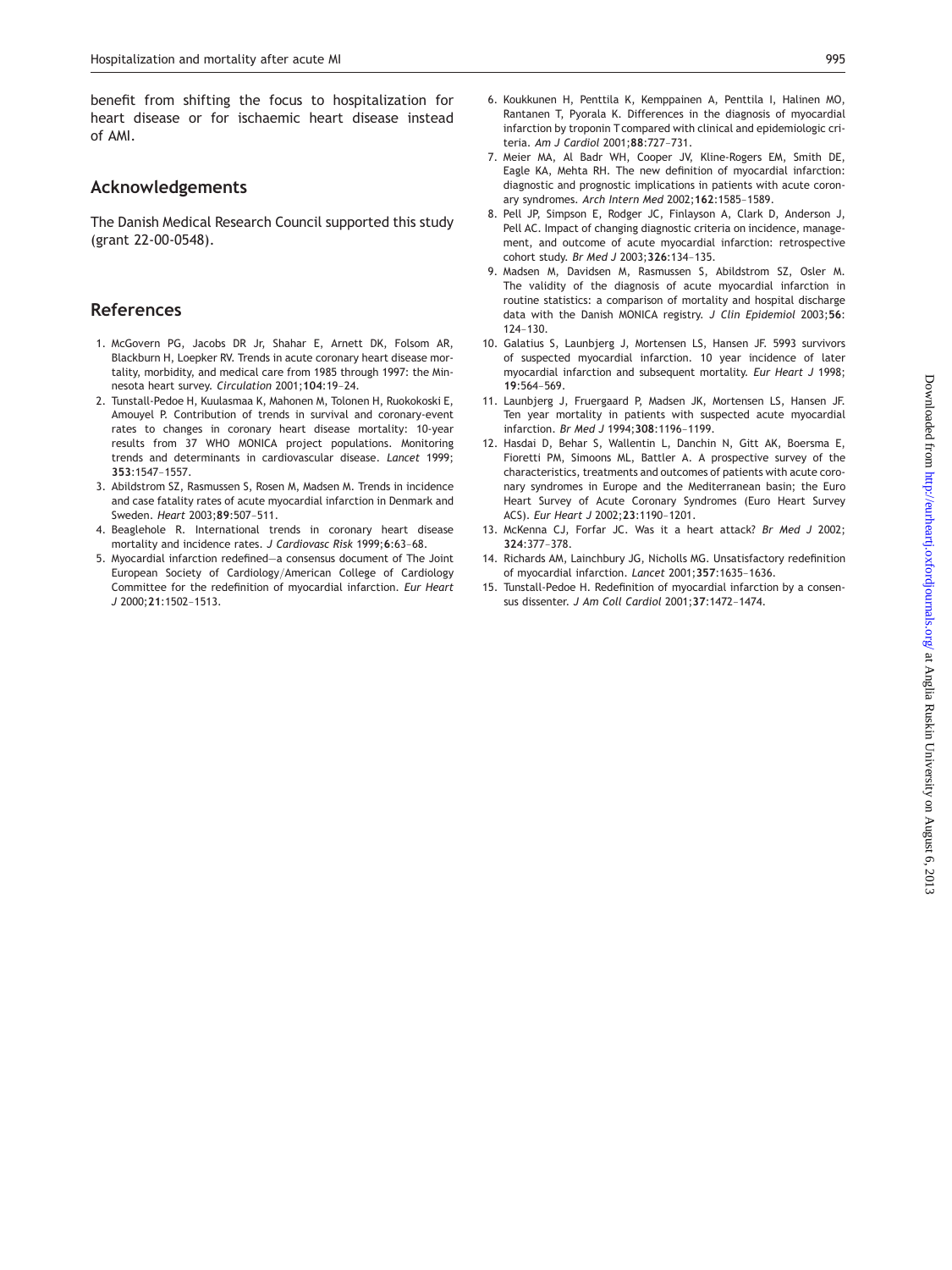benefit from shifting the focus to hospitalization for heart disease or for ischaemic heart disease instead of AMI.

## Acknowledgements

The Danish Medical Research Council supported this study (grant 22-00-0548).

## References

1. McGovern PG, Jacobs DR Jr, Shahar E, Arnett DK, Folsom AR, Blackburn H, Loepker RV. Trends in acute coronary heart disease mortality, morbidity, and medical care from 1985 through 1997: the Minnesota heart survey. *Circulation* 2001;**104**:19–24.
2. Tunstall-Pedoe H, Kuulasmaa K, Mahonen M, Tolonen H, Ruokokoski E, Amouyel P. Contribution of trends in survival and coronary-event rates to changes in coronary heart disease mortality: 10-year results from 37 WHO MONICA project populations. Monitoring trends and determinants in cardiovascular disease. *Lancet* 1999; **353**:1547–1557.
3. Abildstrom SZ, Rasmussen S, Rosen M, Madsen M. Trends in incidence and case fatality rates of acute myocardial infarction in Denmark and Sweden. *Heart* 2003;**89**:507–511.
4. Beaglehole R. International trends in coronary heart disease mortality and incidence rates. *J Cardiovasc Risk* 1999;**6**:63–68.
5. Myocardial infarction redefined—a consensus document of The Joint European Society of Cardiology/American College of Cardiology Committee for the redefinition of myocardial infarction. *Eur Heart J* 2000;**21**:1502–1513.
6. Koukkunen H, Penttila K, Kemppainen A, Penttila I, Halinen MO, Rantanen T, Pyorala K. Differences in the diagnosis of myocardial infarction by troponin T compared with clinical and epidemiologic criteria. *Am J Cardiol* 2001;**88**:727–731.
7. Meier MA, Al Badr WH, Cooper JV, Kline-Rogers EM, Smith DE, Eagle KA, Mehta RH. The new definition of myocardial infarction: diagnostic and prognostic implications in patients with acute coronary syndromes. *Arch Intern Med* 2002;**162**:1585–1589.
8. Pell JP, Simpson E, Rodger JC, Finlayson A, Clark D, Anderson J, Pell AC. Impact of changing diagnostic criteria on incidence, management, and outcome of acute myocardial infarction: retrospective cohort study. *Br Med J* 2003;**326**:134–135.
9. Madsen M, Davidsen M, Rasmussen S, Abildstrom SZ, Osler M. The validity of the diagnosis of acute myocardial infarction in routine statistics: a comparison of mortality and hospital discharge data with the Danish MONICA registry. *J Clin Epidemiol* 2003;**56**: 124–130.
10. Galatius S, Launbjerg J, Mortensen LS, Hansen JF. 5993 survivors of suspected myocardial infarction. 10 year incidence of later myocardial infarction and subsequent mortality. *Eur Heart J* 1998; **19**:564–569.
11. Launbjerg J, Fruergaard P, Madsen JK, Mortensen LS, Hansen JF. Ten year mortality in patients with suspected acute myocardial infarction. *Br Med J* 1994;**308**:1196–1199.
12. Hasdai D, Behar S, Wallentin L, Danchin N, Gitt AK, Boersma E, Fioretti PM, Simoons ML, Battler A. A prospective survey of the characteristics, treatments and outcomes of patients with acute coronary syndromes in Europe and the Mediterranean basin; the Euro Heart Survey of Acute Coronary Syndromes (Euro Heart Survey ACS). *Eur Heart J* 2002;**23**:1190–1201.
13. McKenna CJ, Forfar JC. Was it a heart attack? *Br Med J* 2002; **324**:377–378.
14. Richards AM, Lainchbury JG, Nicholls MG. Unsatisfactory redefinition of myocardial infarction. *Lancet* 2001;**357**:1635–1636.
15. Tunstall-Pedoe H. Redefinition of myocardial infarction by a consensus dissenter. *J Am Coll Cardiol* 2001;**37**:1472–1474.